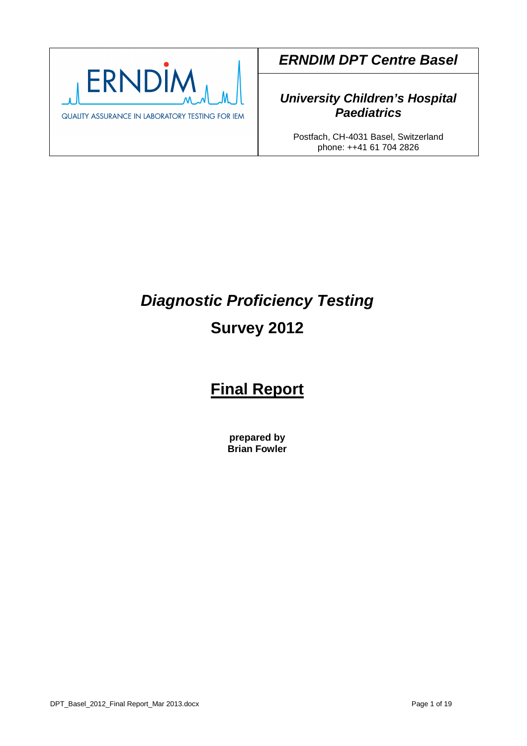| ERNDIM<br>QUALITY ASSURANCE IN LABORATORY TESTING FOR IEM | ***ERNDIM DPT Centre Basel*** |
|---|---|
| | ***University Children's Hospital Paediatrics***<br>Postfach, CH-4031 Basel, Switzerland<br>phone: ++41 61 704 2826 |

# *Diagnostic Proficiency Testing*

# Survey 2012

# Final Report

**prepared by**
**Brian Fowler**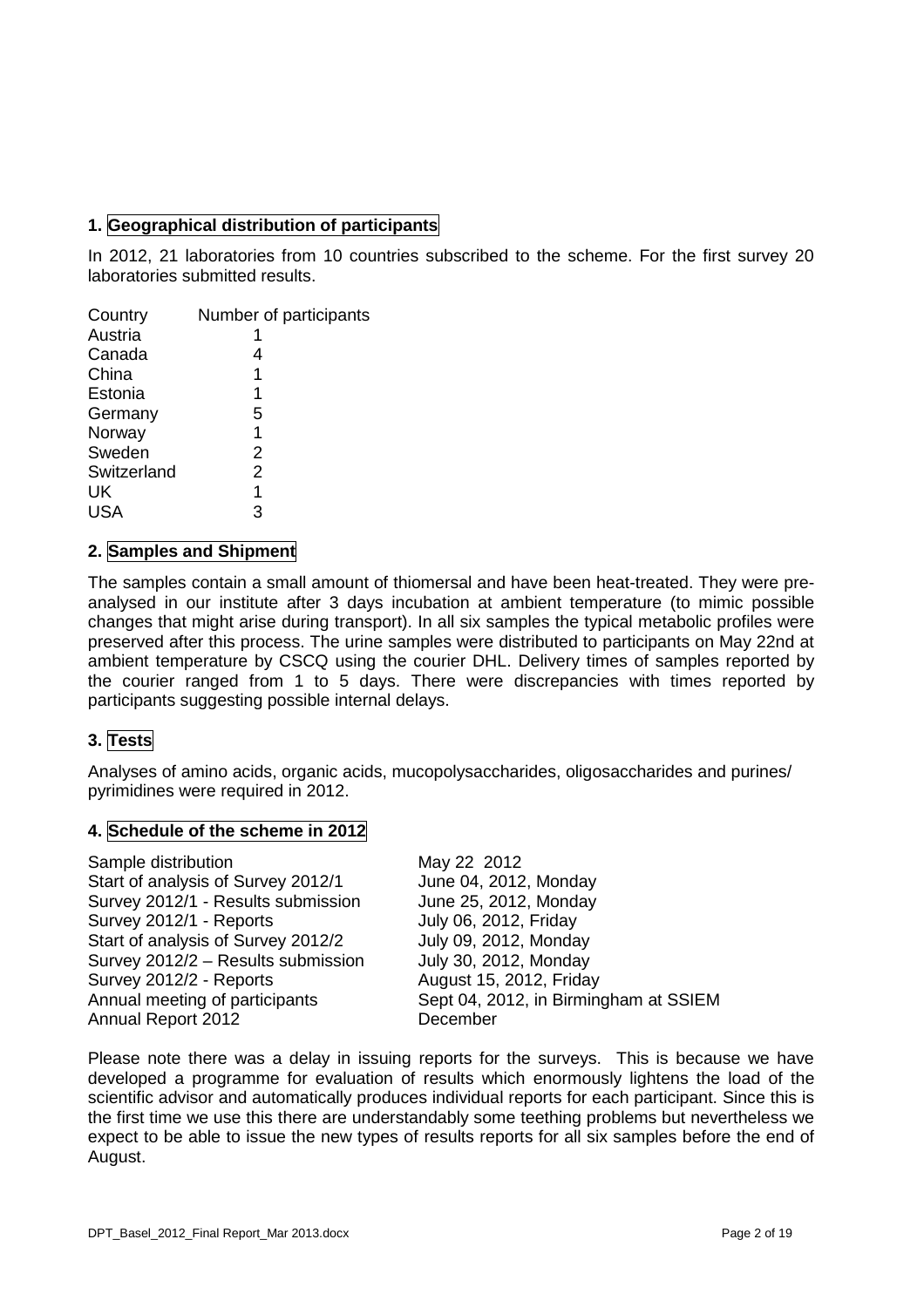## 1. Geographical distribution of participants

In 2012, 21 laboratories from 10 countries subscribed to the scheme. For the first survey 20 laboratories submitted results.

| Country | Number of participants |
|---|---|
| Austria | 1 |
| Canada | 4 |
| China | 1 |
| Estonia | 1 |
| Germany | 5 |
| Norway | 1 |
| Sweden | 2 |
| Switzerland | 2 |
| UK | 1 |
| USA | 3 |

## 2. Samples and Shipment

The samples contain a small amount of thiomersal and have been heat-treated. They were pre-analysed in our institute after 3 days incubation at ambient temperature (to mimic possible changes that might arise during transport). In all six samples the typical metabolic profiles were preserved after this process. The urine samples were distributed to participants on May 22nd at ambient temperature by CSCQ using the courier DHL. Delivery times of samples reported by the courier ranged from 1 to 5 days. There were discrepancies with times reported by participants suggesting possible internal delays.

## 3. Tests

Analyses of amino acids, organic acids, mucopolysaccharides, oligosaccharides and purines/ pyrimidines were required in 2012.

## 4. Schedule of the scheme in 2012

| | |
|---|---|
| Sample distribution | May 22 2012 |
| Start of analysis of Survey 2012/1 | June 04, 2012, Monday |
| Survey 2012/1 - Results submission | June 25, 2012, Monday |
| Survey 2012/1 - Reports | July 06, 2012, Friday |
| Start of analysis of Survey 2012/2 | July 09, 2012, Monday |
| Survey 2012/2 – Results submission | July 30, 2012, Monday |
| Survey 2012/2 - Reports | August 15, 2012, Friday |
| Annual meeting of participants | Sept 04, 2012, in Birmingham at SSIEM |
| Annual Report 2012 | December |

Please note there was a delay in issuing reports for the surveys. This is because we have developed a programme for evaluation of results which enormously lightens the load of the scientific advisor and automatically produces individual reports for each participant. Since this is the first time we use this there are understandably some teething problems but nevertheless we expect to be able to issue the new types of results reports for all six samples before the end of August.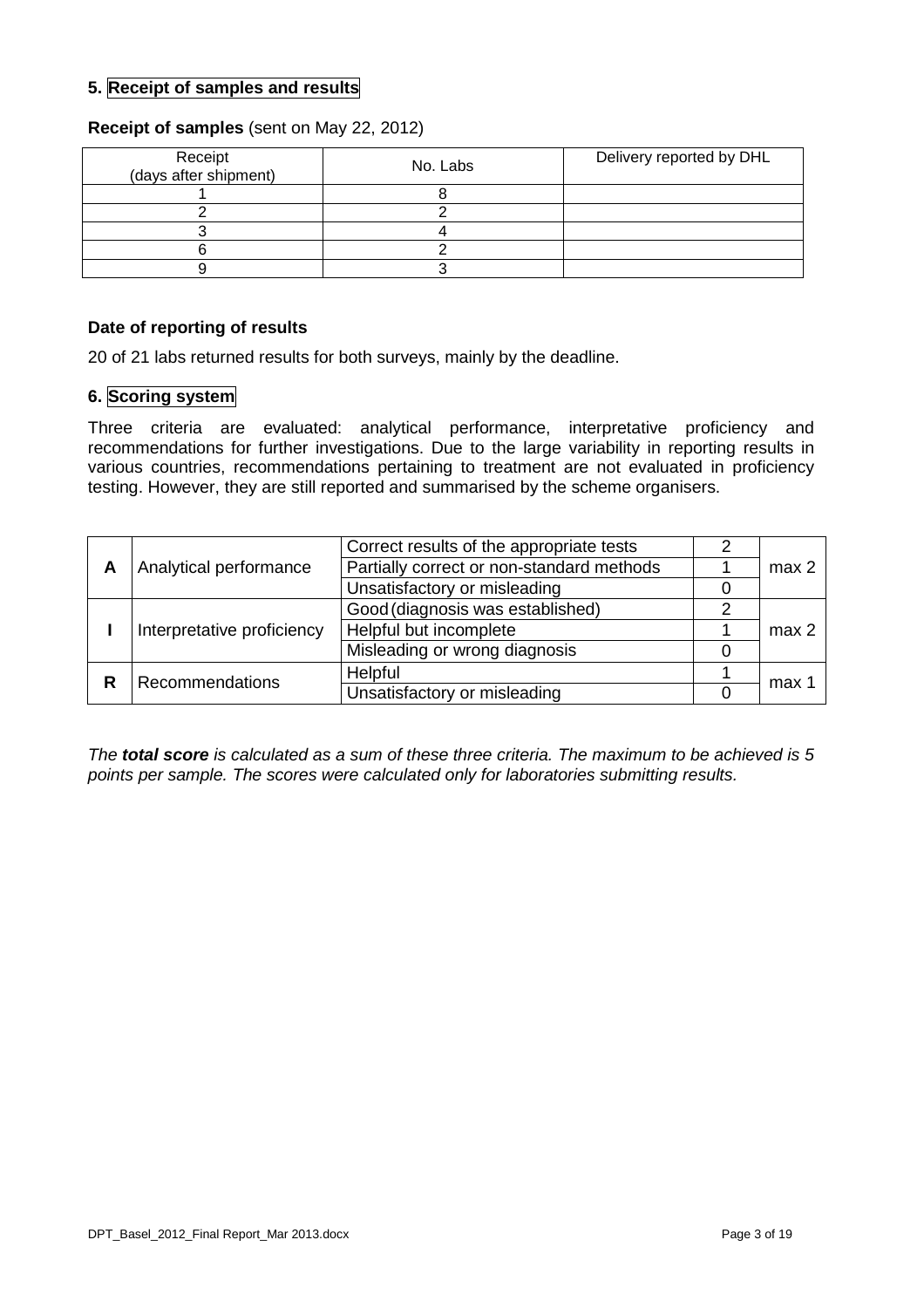## 5. Receipt of samples and results

**Receipt of samples** (sent on May 22, 2012)

| Receipt (days after shipment) | No. Labs | Delivery reported by DHL |
|---|---|---|
| 1 | 8 | |
| 2 | 2 | |
| 3 | 4 | |
| 6 | 2 | |
| 9 | 3 | |

**Date of reporting of results**

20 of 21 labs returned results for both surveys, mainly by the deadline.

## 6. Scoring system

Three criteria are evaluated: analytical performance, interpretative proficiency and recommendations for further investigations. Due to the large variability in reporting results in various countries, recommendations pertaining to treatment are not evaluated in proficiency testing. However, they are still reported and summarised by the scheme organisers.

| | | | | |
|---|---|---|---|---|
| **A** | Analytical performance | Correct results of the appropriate tests | 2 | max 2 |
| | | Partially correct or non-standard methods | 1 | |
| | | Unsatisfactory or misleading | 0 | |
| **I** | Interpretative proficiency | Good (diagnosis was established) | 2 | max 2 |
| | | Helpful but incomplete | 1 | |
| | | Misleading or wrong diagnosis | 0 | |
| **R** | Recommendations | Helpful | 1 | max 1 |
| | | Unsatisfactory or misleading | 0 | |

*The **total score** is calculated as a sum of these three criteria. The maximum to be achieved is 5 points per sample. The scores were calculated only for laboratories submitting results.*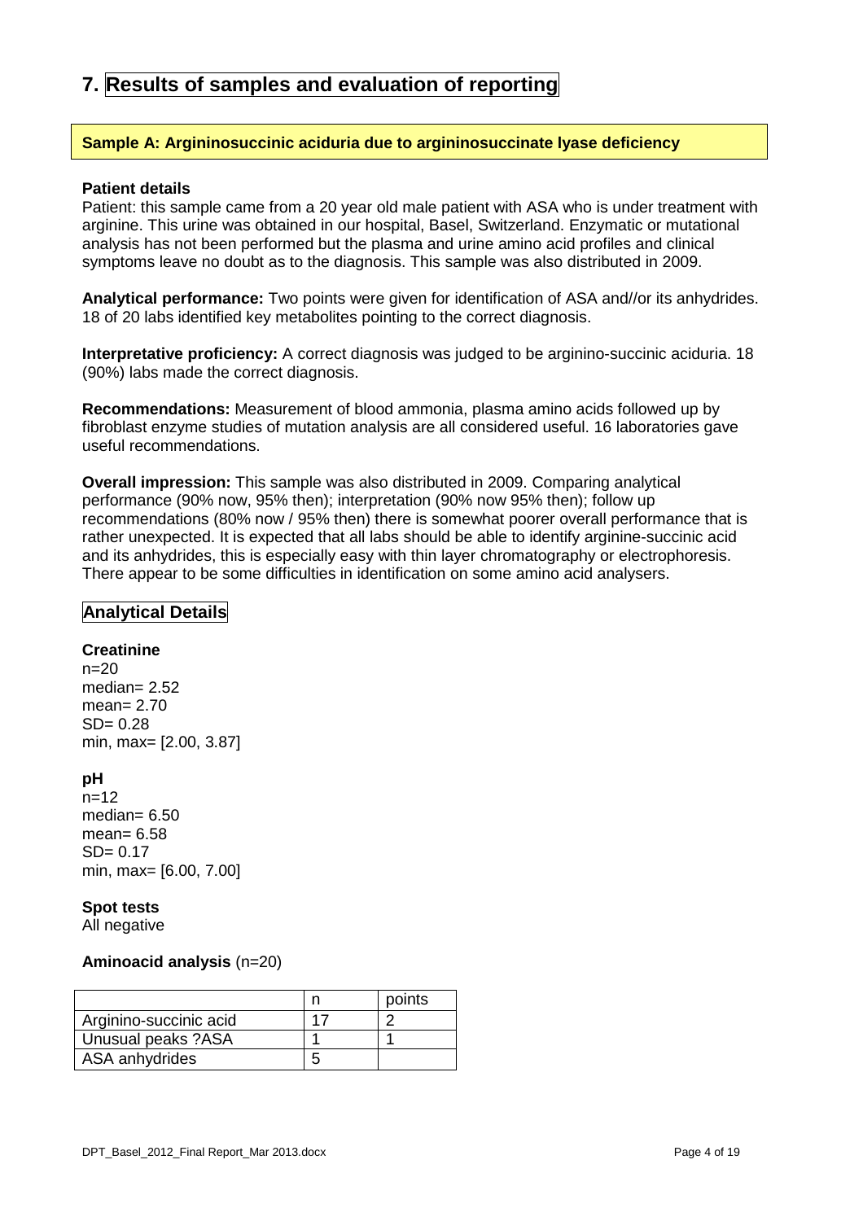# 7. Results of samples and evaluation of reporting

**Sample A: Argininosuccinic aciduria due to argininosuccinate lyase deficiency**

**Patient details**
Patient: this sample came from a 20 year old male patient with ASA who is under treatment with arginine. This urine was obtained in our hospital, Basel, Switzerland. Enzymatic or mutational analysis has not been performed but the plasma and urine amino acid profiles and clinical symptoms leave no doubt as to the diagnosis. This sample was also distributed in 2009.

**Analytical performance:** Two points were given for identification of ASA and//or its anhydrides. 18 of 20 labs identified key metabolites pointing to the correct diagnosis.

**Interpretative proficiency:** A correct diagnosis was judged to be arginino-succinic aciduria. 18 (90%) labs made the correct diagnosis.

**Recommendations:** Measurement of blood ammonia, plasma amino acids followed up by fibroblast enzyme studies of mutation analysis are all considered useful. 16 laboratories gave useful recommendations.

**Overall impression:** This sample was also distributed in 2009. Comparing analytical performance (90% now, 95% then); interpretation (90% now 95% then); follow up recommendations (80% now / 95% then) there is somewhat poorer overall performance that is rather unexpected. It is expected that all labs should be able to identify arginine-succinic acid and its anhydrides, this is especially easy with thin layer chromatography or electrophoresis. There appear to be some difficulties in identification on some amino acid analysers.

## Analytical Details

**Creatinine**
n=20
median= 2.52
mean= 2.70
SD= 0.28
min, max= [2.00, 3.87]

**pH**
n=12
median= 6.50
mean= 6.58
SD= 0.17
min, max= [6.00, 7.00]

**Spot tests**
All negative

**Aminoacid analysis** (n=20)

| | n | points |
|---|---|---|
| Arginino-succinic acid | 17 | 2 |
| Unusual peaks ?ASA | 1 | 1 |
| ASA anhydrides | 5 | |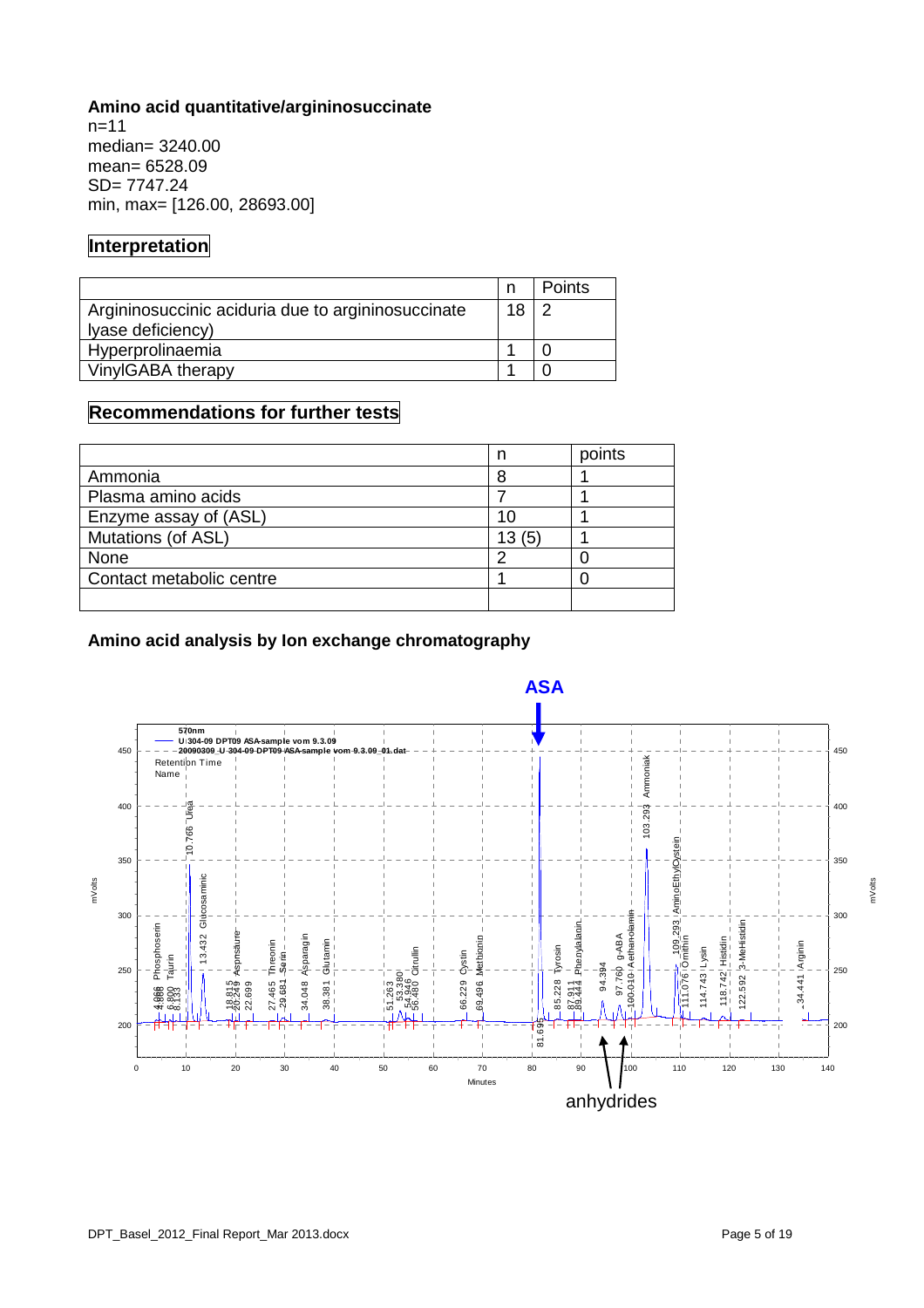**Amino acid quantitative/argininosuccinate**

n=11
median= 3240.00
mean= 6528.09
SD= 7747.24
min, max= [126.00, 28693.00]

## Interpretation

| | n | Points |
|---|---|---|
| Argininosuccinic aciduria due to argininosuccinate lyase deficiency) | 18 | 2 |
| Hyperprolinaemia | 1 | 0 |
| VinylGABA therapy | 1 | 0 |

## Recommendations for further tests

| | n | points |
|---|---|---|
| Ammonia | 8 | 1 |
| Plasma amino acids | 7 | 1 |
| Enzyme assay of (ASL) | 10 | 1 |
| Mutations (of ASL) | 13 (5) | 1 |
| None | 2 | 0 |
| Contact metabolic centre | 1 | 0 |
| | | |

**Amino acid analysis by Ion exchange chromatography**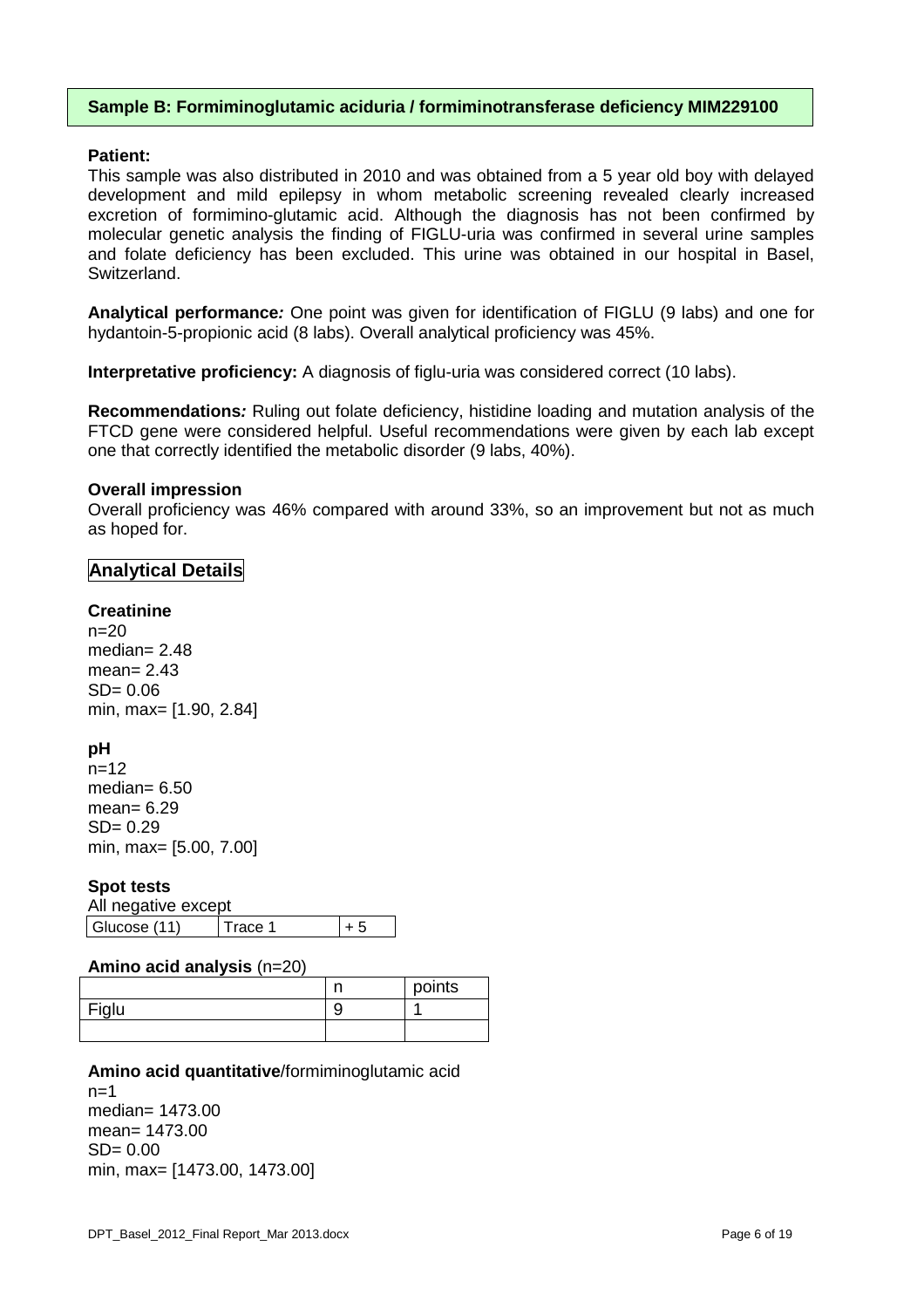## Sample B: Formiminoglutamic aciduria / formiminotransferase deficiency MIM229100

**Patient:**
This sample was also distributed in 2010 and was obtained from a 5 year old boy with delayed development and mild epilepsy in whom metabolic screening revealed clearly increased excretion of formimino-glutamic acid. Although the diagnosis has not been confirmed by molecular genetic analysis the finding of FIGLU-uria was confirmed in several urine samples and folate deficiency has been excluded. This urine was obtained in our hospital in Basel, Switzerland.

**Analytical performance*:*** One point was given for identification of FIGLU (9 labs) and one for hydantoin-5-propionic acid (8 labs). Overall analytical proficiency was 45%.

**Interpretative proficiency:** A diagnosis of figlu-uria was considered correct (10 labs).

**Recommendations*:*** Ruling out folate deficiency, histidine loading and mutation analysis of the FTCD gene were considered helpful. Useful recommendations were given by each lab except one that correctly identified the metabolic disorder (9 labs, 40%).

**Overall impression**
Overall proficiency was 46% compared with around 33%, so an improvement but not as much as hoped for.

## Analytical Details

**Creatinine**
n=20
median= 2.48
mean= 2.43
SD= 0.06
min, max= [1.90, 2.84]

**pH**
n=12
median= 6.50
mean= 6.29
SD= 0.29
min, max= [5.00, 7.00]

**Spot tests**
All negative except

| Glucose (11) | Trace 1 | + 5 |
|---|---|---|

**Amino acid analysis** (n=20)

| | n | points |
|---|---|---|
| Figlu | 9 | 1 |
| | | |

**Amino acid quantitative**/formiminoglutamic acid
n=1
median= 1473.00
mean= 1473.00
SD= 0.00
min, max= [1473.00, 1473.00]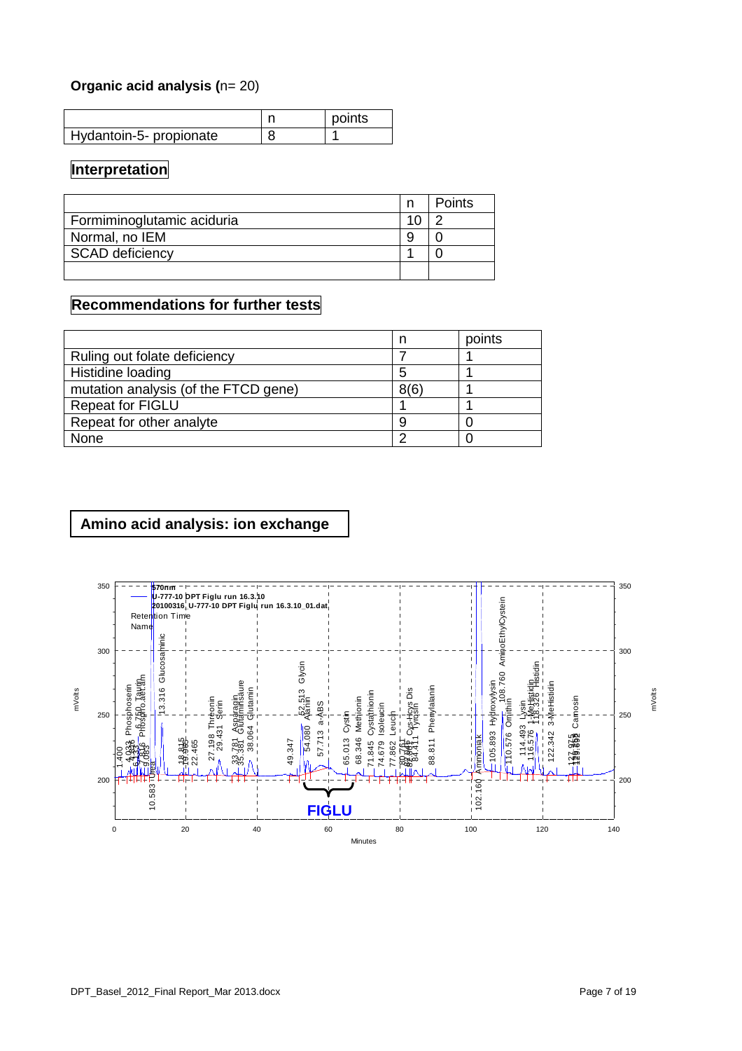**Organic acid analysis (**n= 20)

| | n | points |
|---|---|---|
| Hydantoin-5- propionate | 8 | 1 |

## Interpretation

| | n | Points |
|---|---|---|
| Formiminoglutamic aciduria | 10 | 2 |
| Normal, no IEM | 9 | 0 |
| SCAD deficiency | 1 | 0 |
| | | |

## Recommendations for further tests

| | n | points |
|---|---|---|
| Ruling out folate deficiency | 7 | 1 |
| Histidine loading | 5 | 1 |
| mutation analysis (of the FTCD gene) | 8(6) | 1 |
| Repeat for FIGLU | 1 | 1 |
| Repeat for other analyte | 9 | 0 |
| None | 2 | 0 |

## Amino acid analysis: ion exchange

570nm
U-777-10 DPT Figlu run 16.3.10
20100316_U-777-10 DPT Figlu run 16.3.10_01.dat
Retention Time
Name

FIGLU

Minutes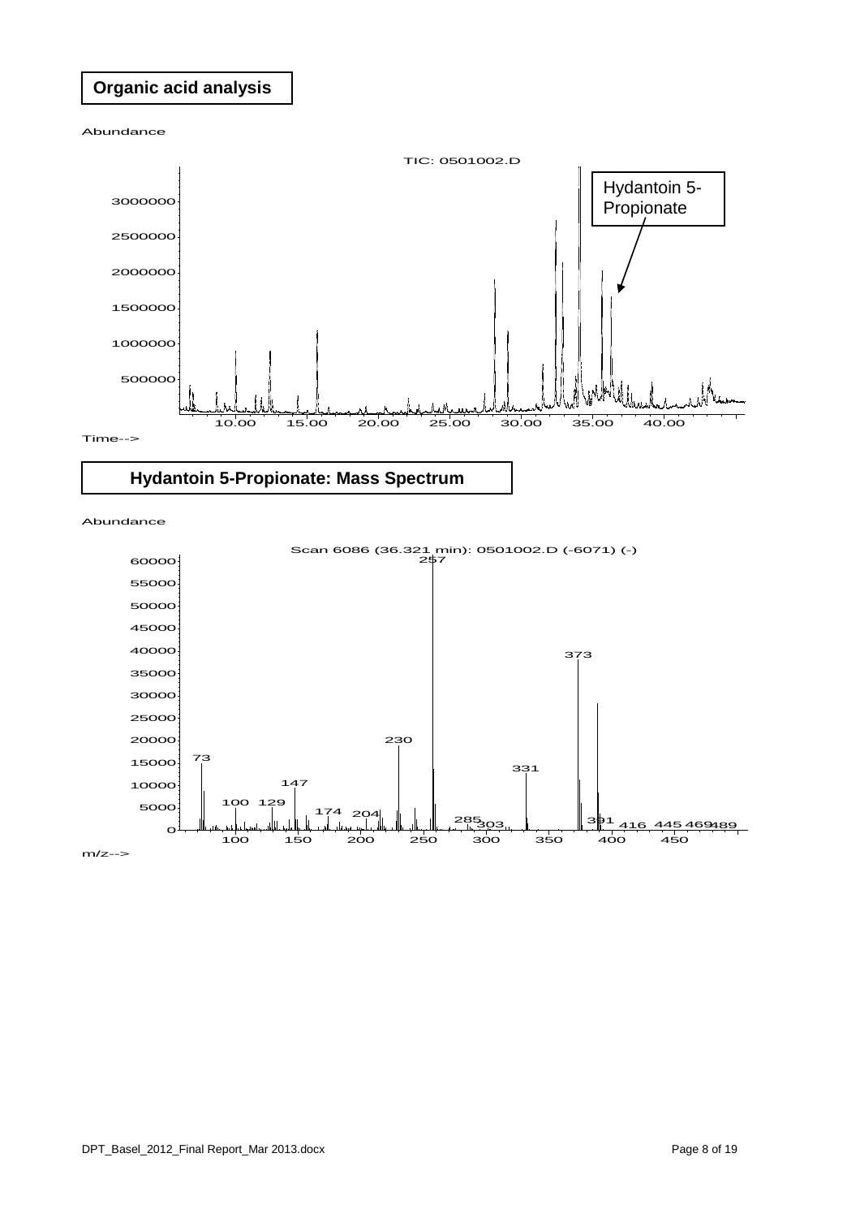## Organic acid analysis

Abundance

TIC: 0501002.D

Hydantoin 5-Propionate

Time-->

## Hydantoin 5-Propionate: Mass Spectrum

Abundance

Scan 6086 (36.321 min): 0501002.D (-6071) (-)

m/z-->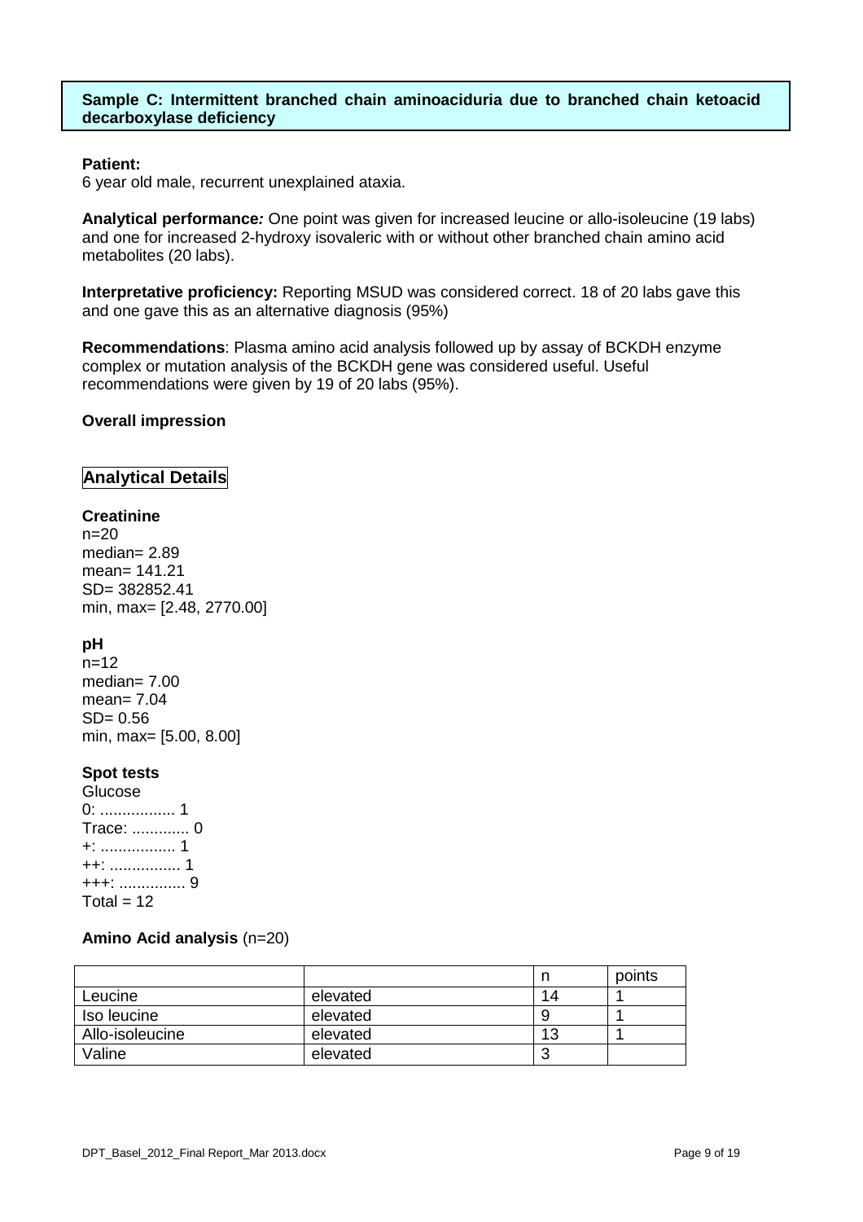**Sample C: Intermittent branched chain aminoaciduria due to branched chain ketoacid decarboxylase deficiency**

**Patient:**
6 year old male, recurrent unexplained ataxia.

**Analytical performance:** One point was given for increased leucine or allo-isoleucine (19 labs) and one for increased 2-hydroxy isovaleric with or without other branched chain amino acid metabolites (20 labs).

**Interpretative proficiency:** Reporting MSUD was considered correct. 18 of 20 labs gave this and one gave this as an alternative diagnosis (95%)

**Recommendations**: Plasma amino acid analysis followed up by assay of BCKDH enzyme complex or mutation analysis of the BCKDH gene was considered useful. Useful recommendations were given by 19 of 20 labs (95%).

**Overall impression**

## Analytical Details

**Creatinine**
n=20
median= 2.89
mean= 141.21
SD= 382852.41
min, max= [2.48, 2770.00]

**pH**
n=12
median= 7.00
mean= 7.04
SD= 0.56
min, max= [5.00, 8.00]

**Spot tests**
Glucose
0: ................. 1
Trace: ............. 0
+: ................. 1
++: ................ 1
+++: ............... 9
Total = 12

**Amino Acid analysis** (n=20)

| | | n | points |
|---|---|---|---|
| Leucine | elevated | 14 | 1 |
| Iso leucine | elevated | 9 | 1 |
| Allo-isoleucine | elevated | 13 | 1 |
| Valine | elevated | 3 | |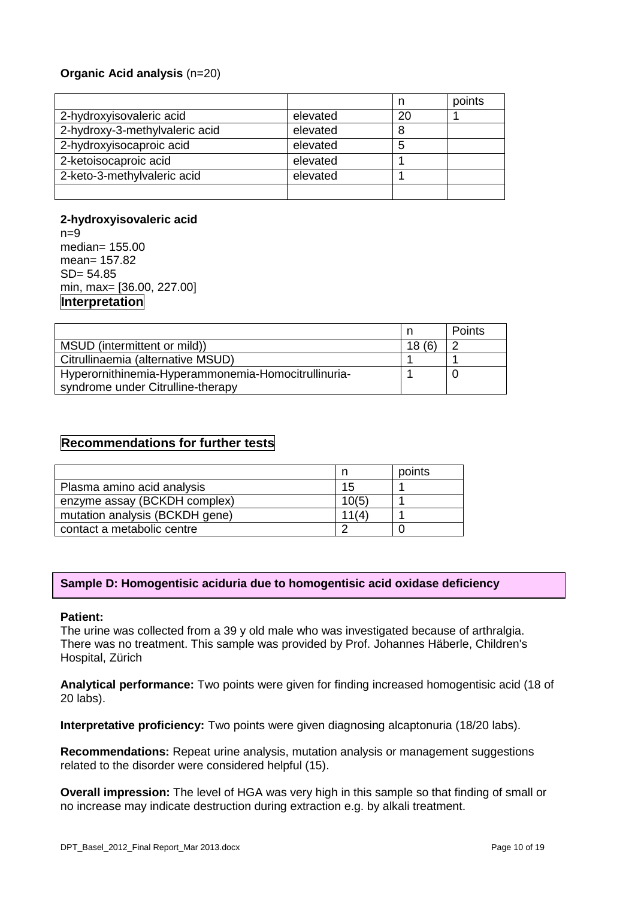**Organic Acid analysis** (n=20)

| | | n | points |
|---|---|---|---|
| 2-hydroxyisovaleric acid | elevated | 20 | 1 |
| 2-hydroxy-3-methylvaleric acid | elevated | 8 | |
| 2-hydroxyisocaproic acid | elevated | 5 | |
| 2-ketoisocaproic acid | elevated | 1 | |
| 2-keto-3-methylvaleric acid | elevated | 1 | |
| | | | |

**2-hydroxyisovaleric acid**
n=9
median= 155.00
mean= 157.82
SD= 54.85
min, max= [36.00, 227.00]

**Interpretation**

| | n | Points |
|---|---|---|
| MSUD (intermittent or mild)) | 18 (6) | 2 |
| Citrullinaemia (alternative MSUD) | 1 | 1 |
| Hyperornithinemia-Hyperammonemia-Homocitrullinuria-syndrome under Citrulline-therapy | 1 | 0 |

**Recommendations for further tests**

| | n | points |
|---|---|---|
| Plasma amino acid analysis | 15 | 1 |
| enzyme assay (BCKDH complex) | 10(5) | 1 |
| mutation analysis (BCKDH gene) | 11(4) | 1 |
| contact a metabolic centre | 2 | 0 |

## Sample D: Homogentisic aciduria due to homogentisic acid oxidase deficiency

**Patient:**
The urine was collected from a 39 y old male who was investigated because of arthralgia. There was no treatment. This sample was provided by Prof. Johannes Häberle, Children's Hospital, Zürich

**Analytical performance:** Two points were given for finding increased homogentisic acid (18 of 20 labs).

**Interpretative proficiency:** Two points were given diagnosing alcaptonuria (18/20 labs).

**Recommendations:** Repeat urine analysis, mutation analysis or management suggestions related to the disorder were considered helpful (15).

**Overall impression:** The level of HGA was very high in this sample so that finding of small or no increase may indicate destruction during extraction e.g. by alkali treatment.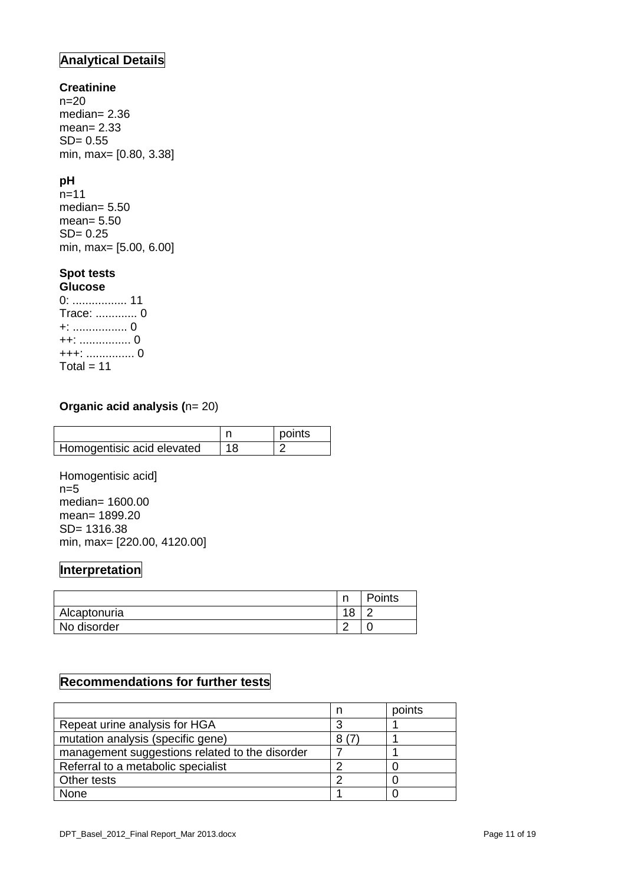## Analytical Details

### Creatinine

n=20
median= 2.36
mean= 2.33
SD= 0.55
min, max= [0.80, 3.38]

### pH

n=11
median= 5.50
mean= 5.50
SD= 0.25
min, max= [5.00, 6.00]

### Spot tests

**Glucose**

0: ................. 11
Trace: ............. 0
+: ................. 0
++: ................ 0
+++: ............... 0
Total = 11

**Organic acid analysis (**n= 20)

| | n | points |
|---|---|---|
| Homogentisic acid elevated | 18 | 2 |

Homogentisic acid]
n=5
median= 1600.00
mean= 1899.20
SD= 1316.38
min, max= [220.00, 4120.00]

## Interpretation

| | n | Points |
|---|---|---|
| Alcaptonuria | 18 | 2 |
| No disorder | 2 | 0 |

## Recommendations for further tests

| | n | points |
|---|---|---|
| Repeat urine analysis for HGA | 3 | 1 |
| mutation analysis (specific gene) | 8 (7) | 1 |
| management suggestions related to the disorder | 7 | 1 |
| Referral to a metabolic specialist | 2 | 0 |
| Other tests | 2 | 0 |
| None | 1 | 0 |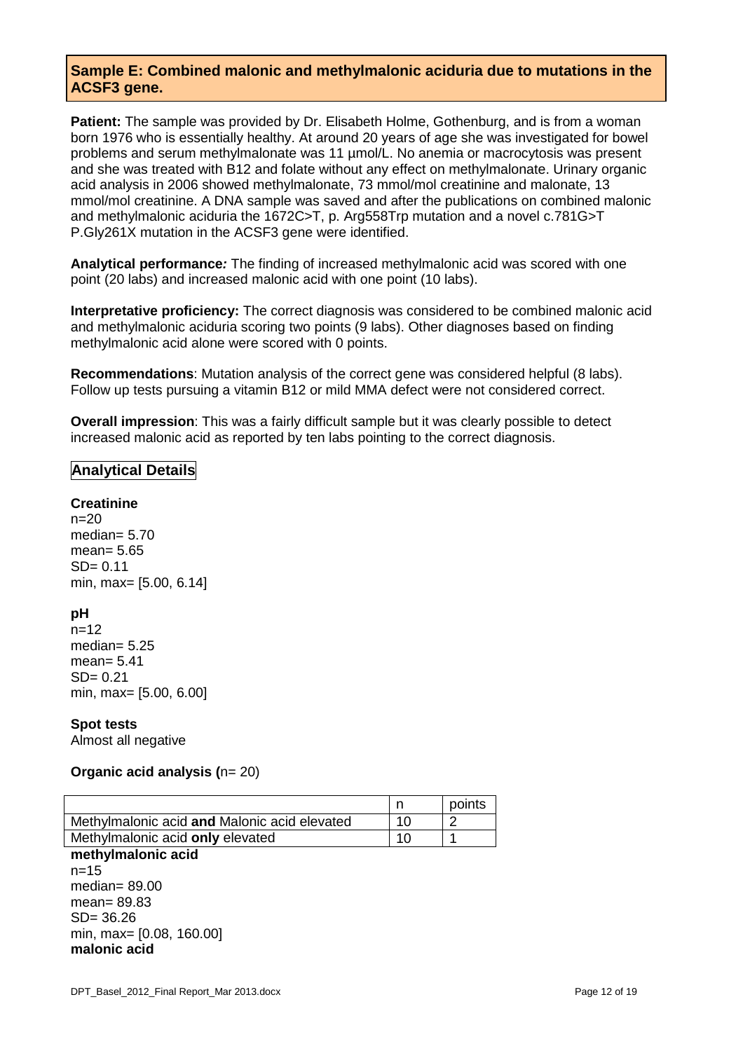## Sample E: Combined malonic and methylmalonic aciduria due to mutations in the ACSF3 gene.

**Patient:** The sample was provided by Dr. Elisabeth Holme, Gothenburg, and is from a woman born 1976 who is essentially healthy. At around 20 years of age she was investigated for bowel problems and serum methylmalonate was 11 µmol/L. No anemia or macrocytosis was present and she was treated with B12 and folate without any effect on methylmalonate. Urinary organic acid analysis in 2006 showed methylmalonate, 73 mmol/mol creatinine and malonate, 13 mmol/mol creatinine. A DNA sample was saved and after the publications on combined malonic and methylmalonic aciduria the 1672C>T, p. Arg558Trp mutation and a novel c.781G>T P.Gly261X mutation in the ACSF3 gene were identified.

**Analytical performance*:*** The finding of increased methylmalonic acid was scored with one point (20 labs) and increased malonic acid with one point (10 labs).

**Interpretative proficiency:** The correct diagnosis was considered to be combined malonic acid and methylmalonic aciduria scoring two points (9 labs). Other diagnoses based on finding methylmalonic acid alone were scored with 0 points.

**Recommendations**: Mutation analysis of the correct gene was considered helpful (8 labs). Follow up tests pursuing a vitamin B12 or mild MMA defect were not considered correct.

**Overall impression**: This was a fairly difficult sample but it was clearly possible to detect increased malonic acid as reported by ten labs pointing to the correct diagnosis.

### Analytical Details

**Creatinine**
n=20
median= 5.70
mean= 5.65
SD= 0.11
min, max= [5.00, 6.14]

**pH**
n=12
median= 5.25
mean= 5.41
SD= 0.21
min, max= [5.00, 6.00]

**Spot tests**
Almost all negative

**Organic acid analysis (**n= 20)

| | n | points |
|---|---|---|
| Methylmalonic acid **and** Malonic acid elevated | 10 | 2 |
| Methylmalonic acid **only** elevated | 10 | 1 |

**methylmalonic acid**
n=15
median= 89.00
mean= 89.83
SD= 36.26
min, max= [0.08, 160.00]
**malonic acid**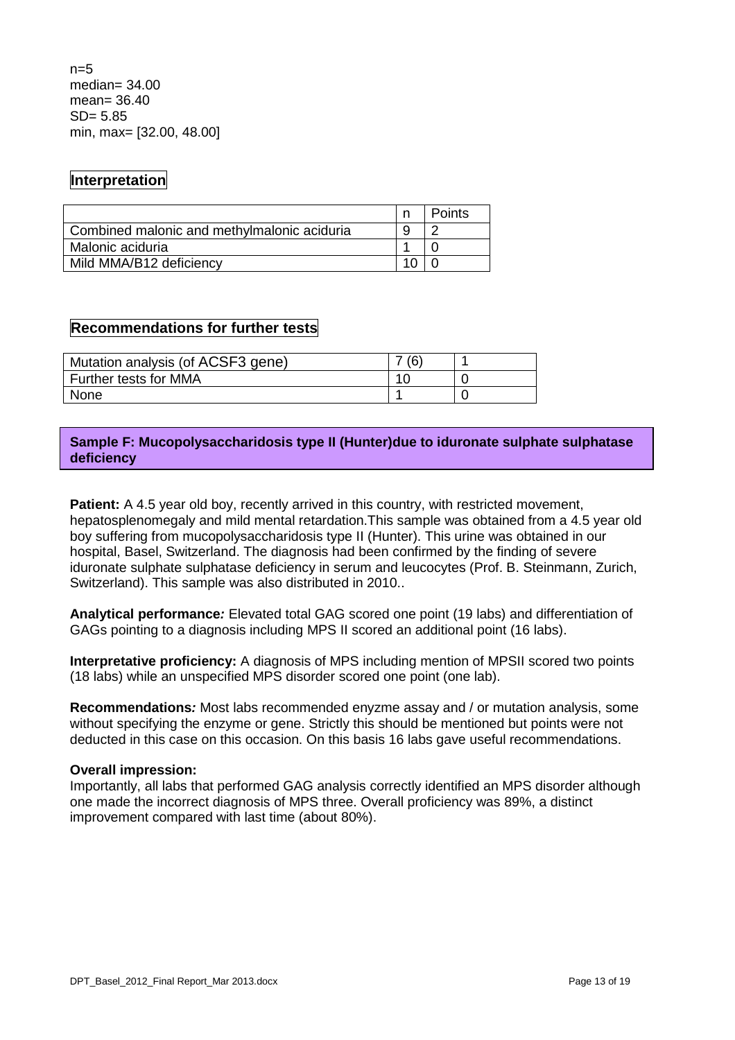n=5
median= 34.00
mean= 36.40
SD= 5.85
min, max= [32.00, 48.00]

## Interpretation

| | n | Points |
|---|---|---|
| Combined malonic and methylmalonic aciduria | 9 | 2 |
| Malonic aciduria | 1 | 0 |
| Mild MMA/B12 deficiency | 10 | 0 |

## Recommendations for further tests

| | | |
|---|---|---|
| Mutation analysis (of ACSF3 gene) | 7 (6) | 1 |
| Further tests for MMA | 10 | 0 |
| None | 1 | 0 |

## Sample F: Mucopolysaccharidosis type II (Hunter)due to iduronate sulphate sulphatase deficiency

**Patient:** A 4.5 year old boy, recently arrived in this country, with restricted movement, hepatosplenomegaly and mild mental retardation.This sample was obtained from a 4.5 year old boy suffering from mucopolysaccharidosis type II (Hunter). This urine was obtained in our hospital, Basel, Switzerland. The diagnosis had been confirmed by the finding of severe iduronate sulphate sulphatase deficiency in serum and leucocytes (Prof. B. Steinmann, Zurich, Switzerland). This sample was also distributed in 2010..

**Analytical performance*:*** Elevated total GAG scored one point (19 labs) and differentiation of GAGs pointing to a diagnosis including MPS II scored an additional point (16 labs).

**Interpretative proficiency:** A diagnosis of MPS including mention of MPSII scored two points (18 labs) while an unspecified MPS disorder scored one point (one lab).

**Recommendations*:*** Most labs recommended enyzme assay and / or mutation analysis, some without specifying the enzyme or gene. Strictly this should be mentioned but points were not deducted in this case on this occasion. On this basis 16 labs gave useful recommendations.

**Overall impression:**
Importantly, all labs that performed GAG analysis correctly identified an MPS disorder although one made the incorrect diagnosis of MPS three. Overall proficiency was 89%, a distinct improvement compared with last time (about 80%).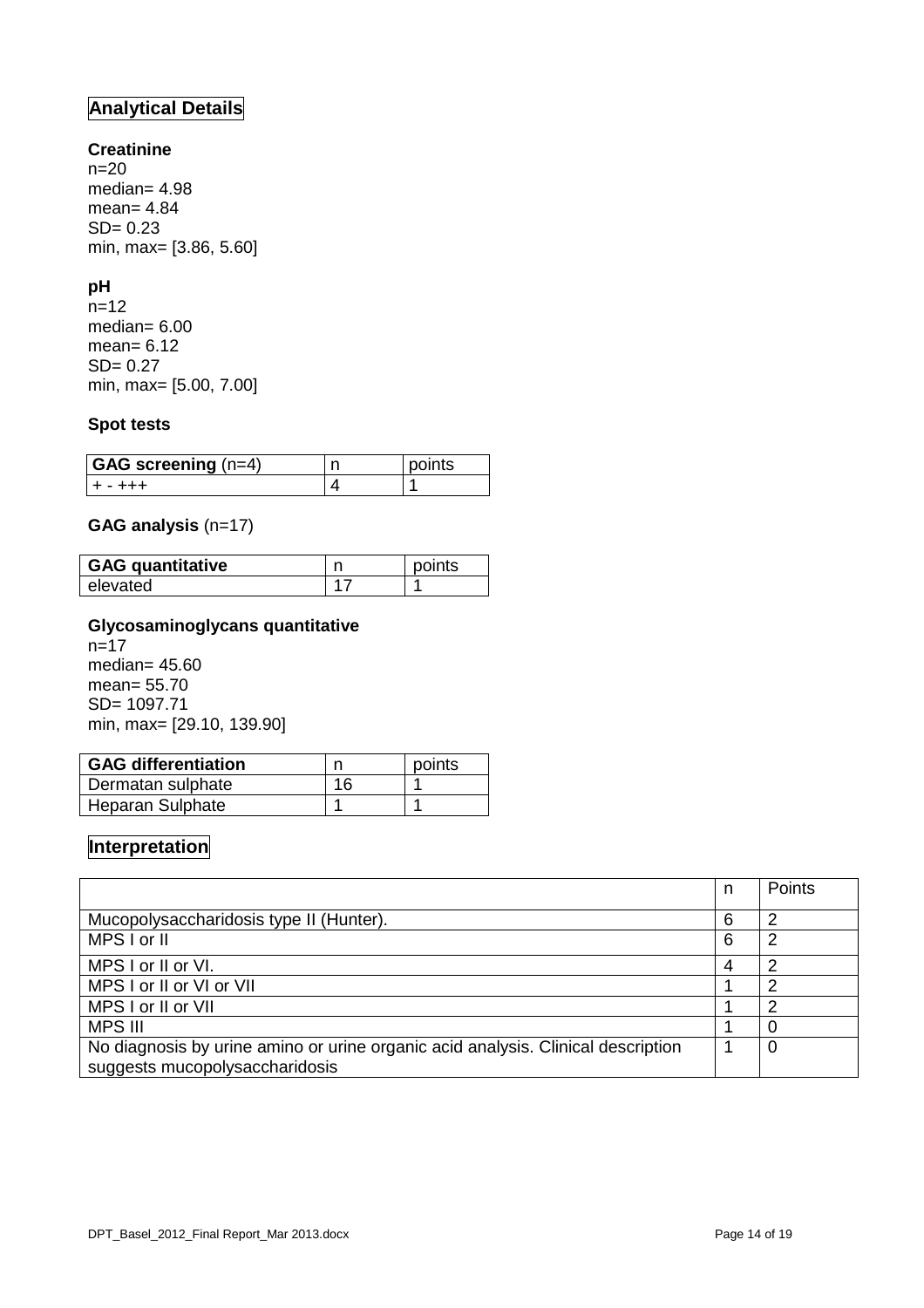## Analytical Details

**Creatinine**
n=20
median= 4.98
mean= 4.84
SD= 0.23
min, max= [3.86, 5.60]

**pH**
n=12
median= 6.00
mean= 6.12
SD= 0.27
min, max= [5.00, 7.00]

**Spot tests**

| **GAG screening** (n=4) | n | points |
|---|---|---|
| + - +++ | 4 | 1 |

**GAG analysis** (n=17)

| **GAG quantitative** | n | points |
|---|---|---|
| elevated | 17 | 1 |

**Glycosaminoglycans quantitative**
n=17
median= 45.60
mean= 55.70
SD= 1097.71
min, max= [29.10, 139.90]

| **GAG differentiation** | n | points |
|---|---|---|
| Dermatan sulphate | 16 | 1 |
| Heparan Sulphate | 1 | 1 |

## Interpretation

| | n | Points |
|---|---|---|
| Mucopolysaccharidosis type II (Hunter). | 6 | 2 |
| MPS I or II | 6 | 2 |
| MPS I or II or VI. | 4 | 2 |
| MPS I or II or VI or VII | 1 | 2 |
| MPS I or II or VII | 1 | 2 |
| MPS III | 1 | 0 |
| No diagnosis by urine amino or urine organic acid analysis. Clinical description suggests mucopolysaccharidosis | 1 | 0 |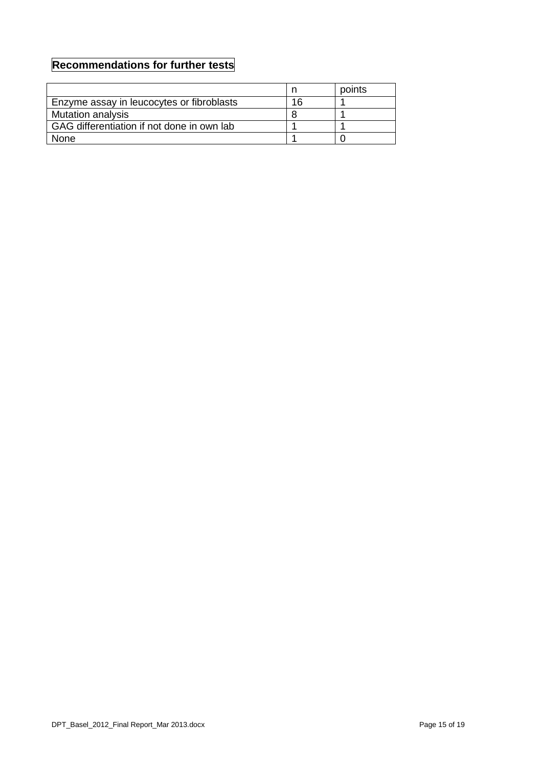**Recommendations for further tests**

| | n | points |
|---|---|---|
| Enzyme assay in leucocytes or fibroblasts | 16 | 1 |
| Mutation analysis | 8 | 1 |
| GAG differentiation if not done in own lab | 1 | 1 |
| None | 1 | 0 |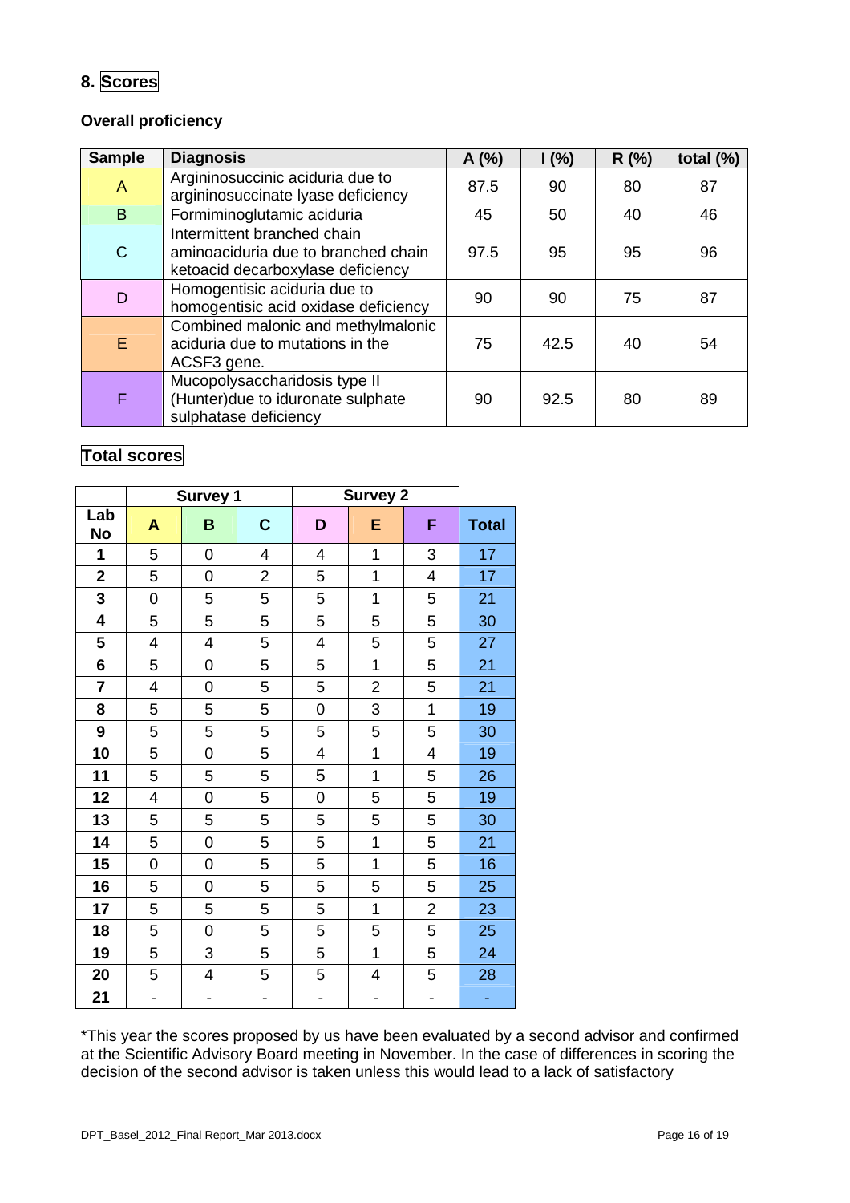## 8. Scores

### Overall proficiency

| Sample | Diagnosis | A (%) | I (%) | R (%) | total (%) |
|---|---|---|---|---|---|
| A | Argininosuccinic aciduria due to argininosuccinate lyase deficiency | 87.5 | 90 | 80 | 87 |
| B | Formiminoglutamic aciduria | 45 | 50 | 40 | 46 |
| C | Intermittent branched chain aminoaciduria due to branched chain ketoacid decarboxylase deficiency | 97.5 | 95 | 95 | 96 |
| D | Homogentisic aciduria due to homogentisic acid oxidase deficiency | 90 | 90 | 75 | 87 |
| E | Combined malonic and methylmalonic aciduria due to mutations in the ACSF3 gene. | 75 | 42.5 | 40 | 54 |
| F | Mucopolysaccharidosis type II (Hunter)due to iduronate sulphate sulphatase deficiency | 90 | 92.5 | 80 | 89 |

### Total scores

| | Survey 1 | | | Survey 2 | | | |
|---|---|---|---|---|---|---|---|
| **Lab No** | **A** | **B** | **C** | **D** | **E** | **F** | **Total** |
| **1** | 5 | 0 | 4 | 4 | 1 | 3 | 17 |
| **2** | 5 | 0 | 2 | 5 | 1 | 4 | 17 |
| **3** | 0 | 5 | 5 | 5 | 1 | 5 | 21 |
| **4** | 5 | 5 | 5 | 5 | 5 | 5 | 30 |
| **5** | 4 | 4 | 5 | 4 | 5 | 5 | 27 |
| **6** | 5 | 0 | 5 | 5 | 1 | 5 | 21 |
| **7** | 4 | 0 | 5 | 5 | 2 | 5 | 21 |
| **8** | 5 | 5 | 5 | 0 | 3 | 1 | 19 |
| **9** | 5 | 5 | 5 | 5 | 5 | 5 | 30 |
| **10** | 5 | 0 | 5 | 4 | 1 | 4 | 19 |
| **11** | 5 | 5 | 5 | 5 | 1 | 5 | 26 |
| **12** | 4 | 0 | 5 | 0 | 5 | 5 | 19 |
| **13** | 5 | 5 | 5 | 5 | 5 | 5 | 30 |
| **14** | 5 | 0 | 5 | 5 | 1 | 5 | 21 |
| **15** | 0 | 0 | 5 | 5 | 1 | 5 | 16 |
| **16** | 5 | 0 | 5 | 5 | 5 | 5 | 25 |
| **17** | 5 | 5 | 5 | 5 | 1 | 2 | 23 |
| **18** | 5 | 0 | 5 | 5 | 5 | 5 | 25 |
| **19** | 5 | 3 | 5 | 5 | 1 | 5 | 24 |
| **20** | 5 | 4 | 5 | 5 | 4 | 5 | 28 |
| **21** | - | - | - | - | - | - | - |

*This year the scores proposed by us have been evaluated by a second advisor and confirmed at the Scientific Advisory Board meeting in November. In the case of differences in scoring the decision of the second advisor is taken unless this would lead to a lack of satisfactory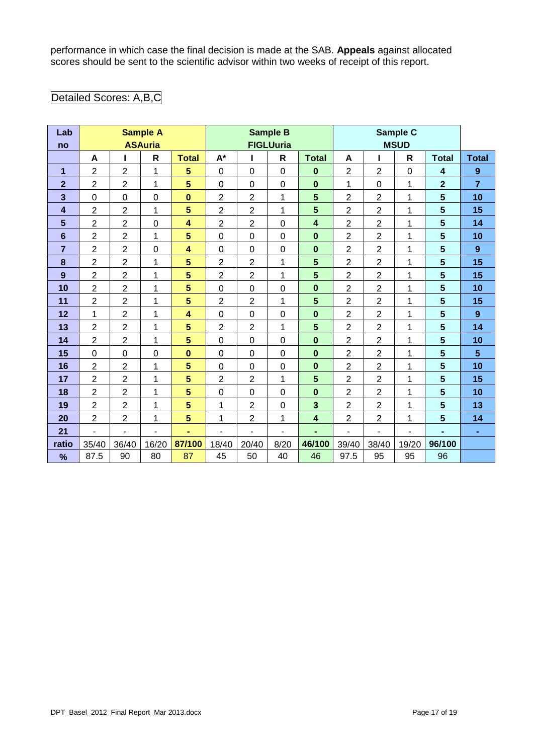performance in which case the final decision is made at the SAB. **Appeals** against allocated scores should be sent to the scientific advisor within two weeks of receipt of this report.

Detailed Scores: A,B,C

| Lab no | Sample A ASAuria | | | | Sample B FIGLUuria | | | | Sample C MSUD | | | | |
|---|---|---|---|---|---|---|---|---|---|---|---|---|---|
| | A | I | R | Total | A* | I | R | Total | A | I | R | Total | Total |
| **1** | 2 | 2 | 1 | **5** | 0 | 0 | 0 | **0** | 2 | 2 | 0 | **4** | **9** |
| **2** | 2 | 2 | 1 | **5** | 0 | 0 | 0 | **0** | 1 | 0 | 1 | **2** | **7** |
| **3** | 0 | 0 | 0 | **0** | 2 | 2 | 1 | **5** | 2 | 2 | 1 | **5** | **10** |
| **4** | 2 | 2 | 1 | **5** | 2 | 2 | 1 | **5** | 2 | 2 | 1 | **5** | **15** |
| **5** | 2 | 2 | 0 | **4** | 2 | 2 | 0 | **4** | 2 | 2 | 1 | **5** | **14** |
| **6** | 2 | 2 | 1 | **5** | 0 | 0 | 0 | **0** | 2 | 2 | 1 | **5** | **10** |
| **7** | 2 | 2 | 0 | **4** | 0 | 0 | 0 | **0** | 2 | 2 | 1 | **5** | **9** |
| **8** | 2 | 2 | 1 | **5** | 2 | 2 | 1 | **5** | 2 | 2 | 1 | **5** | **15** |
| **9** | 2 | 2 | 1 | **5** | 2 | 2 | 1 | **5** | 2 | 2 | 1 | **5** | **15** |
| **10** | 2 | 2 | 1 | **5** | 0 | 0 | 0 | **0** | 2 | 2 | 1 | **5** | **10** |
| **11** | 2 | 2 | 1 | **5** | 2 | 2 | 1 | **5** | 2 | 2 | 1 | **5** | **15** |
| **12** | 1 | 2 | 1 | **4** | 0 | 0 | 0 | **0** | 2 | 2 | 1 | **5** | **9** |
| **13** | 2 | 2 | 1 | **5** | 2 | 2 | 1 | **5** | 2 | 2 | 1 | **5** | **14** |
| **14** | 2 | 2 | 1 | **5** | 0 | 0 | 0 | **0** | 2 | 2 | 1 | **5** | **10** |
| **15** | 0 | 0 | 0 | **0** | 0 | 0 | 0 | **0** | 2 | 2 | 1 | **5** | **5** |
| **16** | 2 | 2 | 1 | **5** | 0 | 0 | 0 | **0** | 2 | 2 | 1 | **5** | **10** |
| **17** | 2 | 2 | 1 | **5** | 2 | 2 | 1 | **5** | 2 | 2 | 1 | **5** | **15** |
| **18** | 2 | 2 | 1 | **5** | 0 | 0 | 0 | **0** | 2 | 2 | 1 | **5** | **10** |
| **19** | 2 | 2 | 1 | **5** | 1 | 2 | 0 | **3** | 2 | 2 | 1 | **5** | **13** |
| **20** | 2 | 2 | 1 | **5** | 1 | 2 | 1 | **4** | 2 | 2 | 1 | **5** | **14** |
| **21** | - | - | - | **-** | - | - | - | **-** | - | - | - | **-** | **-** |
| **ratio** | 35/40 | 36/40 | 16/20 | **87/100** | 18/40 | 20/40 | 8/20 | **46/100** | 39/40 | 38/40 | 19/20 | **96/100** | |
| **%** | 87.5 | 90 | 80 | 87 | 45 | 50 | 40 | 46 | 97.5 | 95 | 95 | 96 | |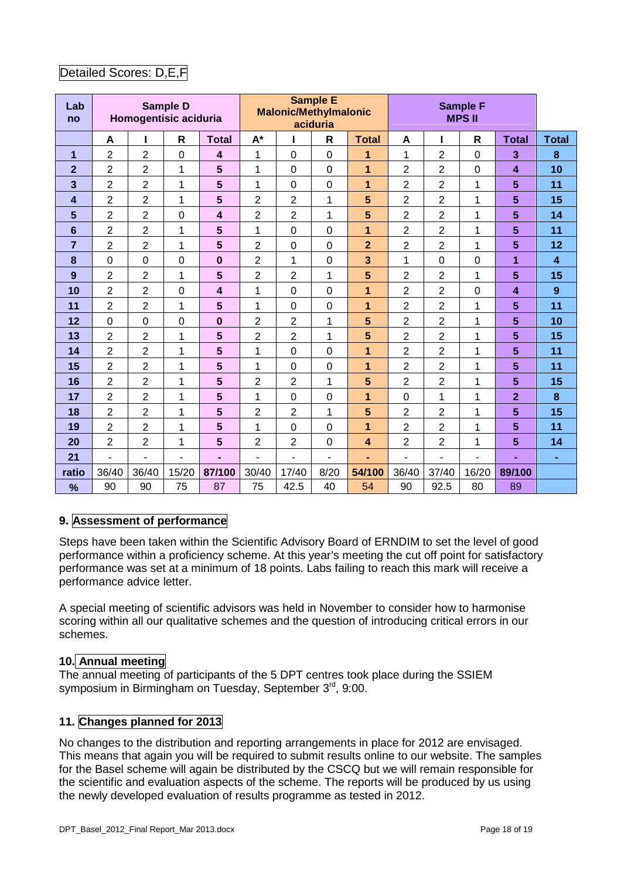Detailed Scores: D,E,F

| Lab no | Sample D Homogentisic aciduria | | | | Sample E Malonic/Methylmalonic aciduria | | | | Sample F MPS II | | | | |
|---|---|---|---|---|---|---|---|---|---|---|---|---|---|
| | A | I | R | Total | A* | I | R | Total | A | I | R | Total | Total |
| **1** | 2 | 2 | 0 | **4** | 1 | 0 | 0 | **1** | 1 | 2 | 0 | **3** | **8** |
| **2** | 2 | 2 | 1 | **5** | 1 | 0 | 0 | **1** | 2 | 2 | 0 | **4** | **10** |
| **3** | 2 | 2 | 1 | **5** | 1 | 0 | 0 | **1** | 2 | 2 | 1 | **5** | **11** |
| **4** | 2 | 2 | 1 | **5** | 2 | 2 | 1 | **5** | 2 | 2 | 1 | **5** | **15** |
| **5** | 2 | 2 | 0 | **4** | 2 | 2 | 1 | **5** | 2 | 2 | 1 | **5** | **14** |
| **6** | 2 | 2 | 1 | **5** | 1 | 0 | 0 | **1** | 2 | 2 | 1 | **5** | **11** |
| **7** | 2 | 2 | 1 | **5** | 2 | 0 | 0 | **2** | 2 | 2 | 1 | **5** | **12** |
| **8** | 0 | 0 | 0 | **0** | 2 | 1 | 0 | **3** | 1 | 0 | 0 | **1** | **4** |
| **9** | 2 | 2 | 1 | **5** | 2 | 2 | 1 | **5** | 2 | 2 | 1 | **5** | **15** |
| **10** | 2 | 2 | 0 | **4** | 1 | 0 | 0 | **1** | 2 | 2 | 0 | **4** | **9** |
| **11** | 2 | 2 | 1 | **5** | 1 | 0 | 0 | **1** | 2 | 2 | 1 | **5** | **11** |
| **12** | 0 | 0 | 0 | **0** | 2 | 2 | 1 | **5** | 2 | 2 | 1 | **5** | **10** |
| **13** | 2 | 2 | 1 | **5** | 2 | 2 | 1 | **5** | 2 | 2 | 1 | **5** | **15** |
| **14** | 2 | 2 | 1 | **5** | 1 | 0 | 0 | **1** | 2 | 2 | 1 | **5** | **11** |
| **15** | 2 | 2 | 1 | **5** | 1 | 0 | 0 | **1** | 2 | 2 | 1 | **5** | **11** |
| **16** | 2 | 2 | 1 | **5** | 2 | 2 | 1 | **5** | 2 | 2 | 1 | **5** | **15** |
| **17** | 2 | 2 | 1 | **5** | 1 | 0 | 0 | **1** | 0 | 1 | 1 | **2** | **8** |
| **18** | 2 | 2 | 1 | **5** | 2 | 2 | 1 | **5** | 2 | 2 | 1 | **5** | **15** |
| **19** | 2 | 2 | 1 | **5** | 1 | 0 | 0 | **1** | 2 | 2 | 1 | **5** | **11** |
| **20** | 2 | 2 | 1 | **5** | 2 | 2 | 0 | **4** | 2 | 2 | 1 | **5** | **14** |
| **21** | - | - | - | **-** | - | - | - | **-** | - | - | - | **-** | **-** |
| **ratio** | 36/40 | 36/40 | 15/20 | **87/100** | 30/40 | 17/40 | 8/20 | **54/100** | 36/40 | 37/40 | 16/20 | **89/100** | |
| **%** | 90 | 90 | 75 | 87 | 75 | 42.5 | 40 | 54 | 90 | 92.5 | 80 | 89 | |

## 9. Assessment of performance

Steps have been taken within the Scientific Advisory Board of ERNDIM to set the level of good performance within a proficiency scheme. At this year's meeting the cut off point for satisfactory performance was set at a minimum of 18 points. Labs failing to reach this mark will receive a performance advice letter.

A special meeting of scientific advisors was held in November to consider how to harmonise scoring within all our qualitative schemes and the question of introducing critical errors in our schemes.

## 10. Annual meeting

The annual meeting of participants of the 5 DPT centres took place during the SSIEM symposium in Birmingham on Tuesday, September 3rd, 9:00.

## 11. Changes planned for 2013

No changes to the distribution and reporting arrangements in place for 2012 are envisaged. This means that again you will be required to submit results online to our website. The samples for the Basel scheme will again be distributed by the CSCQ but we will remain responsible for the scientific and evaluation aspects of the scheme. The reports will be produced by us using the newly developed evaluation of results programme as tested in 2012.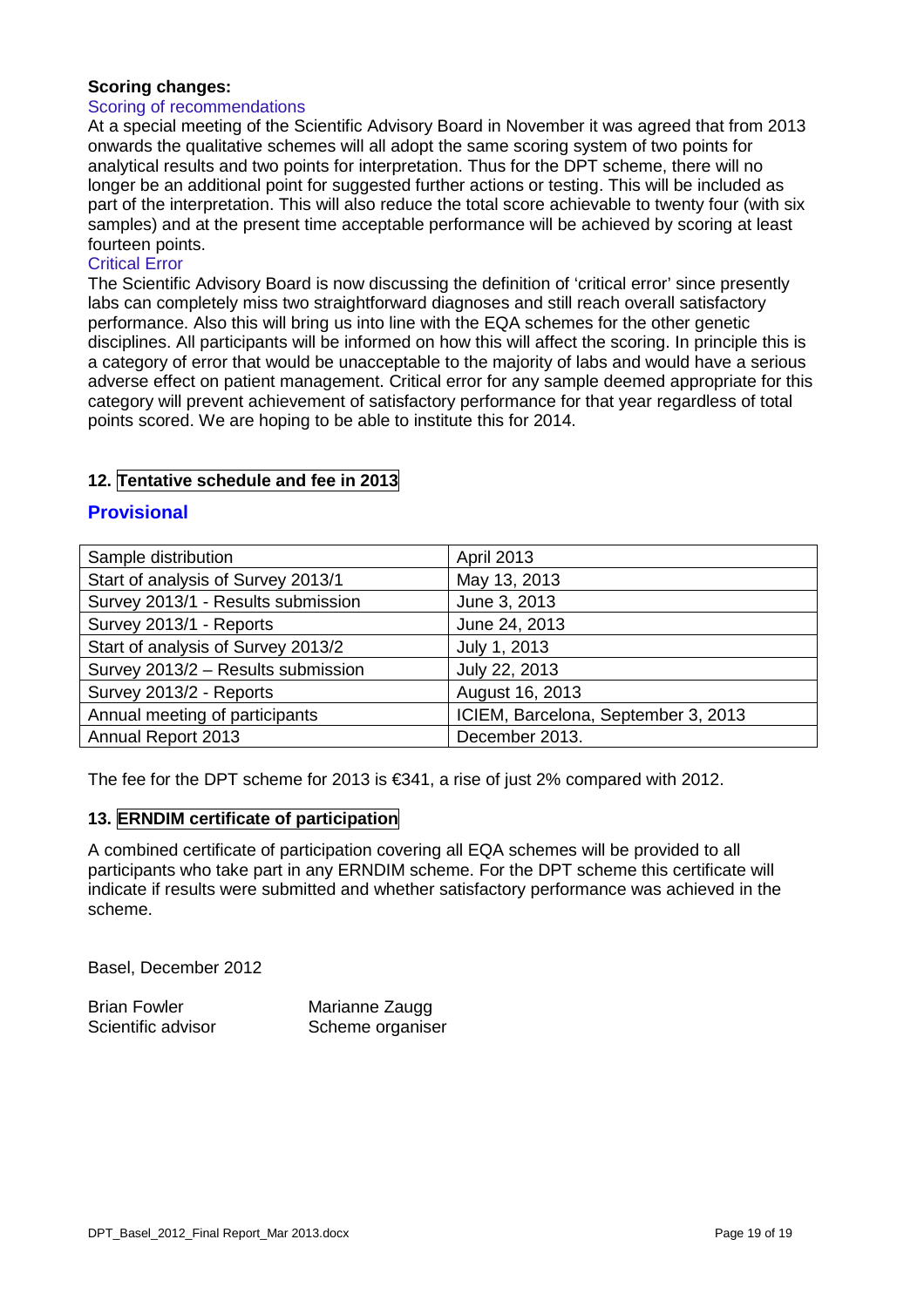**Scoring changes:**

Scoring of recommendations

At a special meeting of the Scientific Advisory Board in November it was agreed that from 2013 onwards the qualitative schemes will all adopt the same scoring system of two points for analytical results and two points for interpretation. Thus for the DPT scheme, there will no longer be an additional point for suggested further actions or testing. This will be included as part of the interpretation. This will also reduce the total score achievable to twenty four (with six samples) and at the present time acceptable performance will be achieved by scoring at least fourteen points.

Critical Error

The Scientific Advisory Board is now discussing the definition of 'critical error' since presently labs can completely miss two straightforward diagnoses and still reach overall satisfactory performance. Also this will bring us into line with the EQA schemes for the other genetic disciplines. All participants will be informed on how this will affect the scoring. In principle this is a category of error that would be unacceptable to the majority of labs and would have a serious adverse effect on patient management. Critical error for any sample deemed appropriate for this category will prevent achievement of satisfactory performance for that year regardless of total points scored. We are hoping to be able to institute this for 2014.

## 12. Tentative schedule and fee in 2013

### Provisional

| | |
|---|---|
| Sample distribution | April 2013 |
| Start of analysis of Survey 2013/1 | May 13, 2013 |
| Survey 2013/1 - Results submission | June 3, 2013 |
| Survey 2013/1 - Reports | June 24, 2013 |
| Start of analysis of Survey 2013/2 | July 1, 2013 |
| Survey 2013/2 – Results submission | July 22, 2013 |
| Survey 2013/2 - Reports | August 16, 2013 |
| Annual meeting of participants | ICIEM, Barcelona, September 3, 2013 |
| Annual Report 2013 | December 2013. |

The fee for the DPT scheme for 2013 is €341, a rise of just 2% compared with 2012.

## 13. ERNDIM certificate of participation

A combined certificate of participation covering all EQA schemes will be provided to all participants who take part in any ERNDIM scheme. For the DPT scheme this certificate will indicate if results were submitted and whether satisfactory performance was achieved in the scheme.

Basel, December 2012

Brian Fowler
Scientific advisor

Marianne Zaugg
Scheme organiser